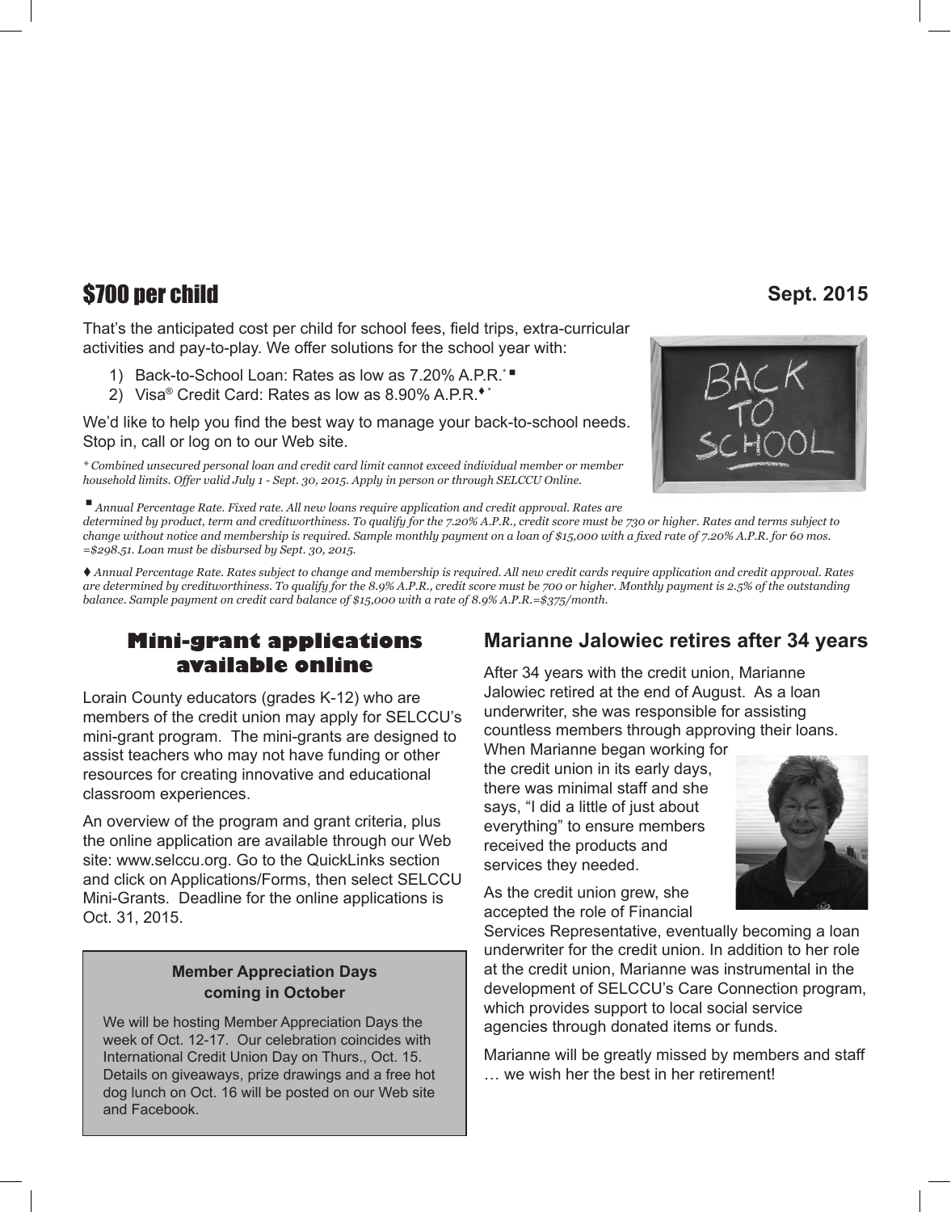## $700 per child

**Sept. 2015**

That's the anticipated cost per child for school fees, field trips, extra-curricular activities and pay-to-play. We offer solutions for the school year with:

1) Back-to-School Loan: Rates as low as 7.20% A.P.R.* ▪
2) Visa® Credit Card: Rates as low as 8.90% A.P.R.♦ *

We'd like to help you find the best way to manage your back-to-school needs. Stop in, call or log on to our Web site.

*\* Combined unsecured personal loan and credit card limit cannot exceed individual member or member household limits. Offer valid July 1 - Sept. 30, 2015. Apply in person or through SELCCU Online.*

*▪ Annual Percentage Rate. Fixed rate. All new loans require application and credit approval. Rates are determined by product, term and creditworthiness. To qualify for the 7.20% A.P.R., credit score must be 730 or higher. Rates and terms subject to change without notice and membership is required. Sample monthly payment on a loan of $15,000 with a fixed rate of 7.20% A.P.R. for 60 mos. =$298.51. Loan must be disbursed by Sept. 30, 2015.*

*♦ Annual Percentage Rate. Rates subject to change and membership is required. All new credit cards require application and credit approval. Rates are determined by creditworthiness. To qualify for the 8.9% A.P.R., credit score must be 700 or higher. Monthly payment is 2.5% of the outstanding balance. Sample payment on credit card balance of $15,000 with a rate of 8.9% A.P.R.=$375/month.*

## Mini-grant applications available online

Lorain County educators (grades K-12) who are members of the credit union may apply for SELCCU's mini-grant program. The mini-grants are designed to assist teachers who may not have funding or other resources for creating innovative and educational classroom experiences.

An overview of the program and grant criteria, plus the online application are available through our Web site: www.selccu.org. Go to the QuickLinks section and click on Applications/Forms, then select SELCCU Mini-Grants. Deadline for the online applications is Oct. 31, 2015.

**Member Appreciation Days coming in October**

We will be hosting Member Appreciation Days the week of Oct. 12-17. Our celebration coincides with International Credit Union Day on Thurs., Oct. 15. Details on giveaways, prize drawings and a free hot dog lunch on Oct. 16 will be posted on our Web site and Facebook.

## Marianne Jalowiec retires after 34 years

After 34 years with the credit union, Marianne Jalowiec retired at the end of August. As a loan underwriter, she was responsible for assisting countless members through approving their loans. When Marianne began working for the credit union in its early days, there was minimal staff and she says, "I did a little of just about everything" to ensure members received the products and services they needed.

As the credit union grew, she accepted the role of Financial Services Representative, eventually becoming a loan underwriter for the credit union. In addition to her role at the credit union, Marianne was instrumental in the development of SELCCU's Care Connection program, which provides support to local social service agencies through donated items or funds.

Marianne will be greatly missed by members and staff … we wish her the best in her retirement!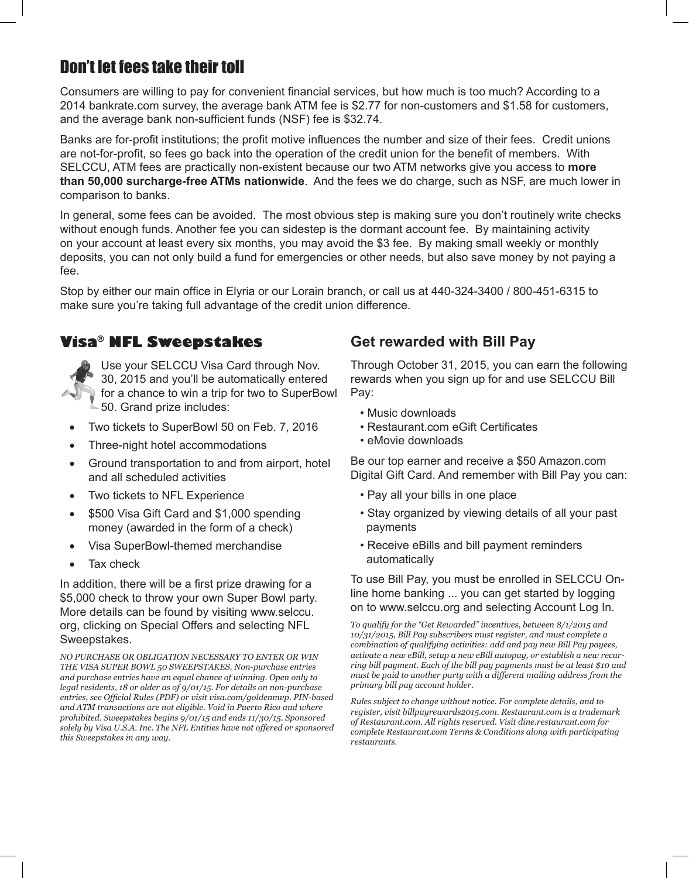## Don't let fees take their toll

Consumers are willing to pay for convenient financial services, but how much is too much? According to a 2014 bankrate.com survey, the average bank ATM fee is $2.77 for non-customers and $1.58 for customers, and the average bank non-sufficient funds (NSF) fee is $32.74.

Banks are for-profit institutions; the profit motive influences the number and size of their fees. Credit unions are not-for-profit, so fees go back into the operation of the credit union for the benefit of members. With SELCCU, ATM fees are practically non-existent because our two ATM networks give you access to **more than 50,000 surcharge-free ATMs nationwide**. And the fees we do charge, such as NSF, are much lower in comparison to banks.

In general, some fees can be avoided. The most obvious step is making sure you don't routinely write checks without enough funds. Another fee you can sidestep is the dormant account fee. By maintaining activity on your account at least every six months, you may avoid the $3 fee. By making small weekly or monthly deposits, you can not only build a fund for emergencies or other needs, but also save money by not paying a fee.

Stop by either our main office in Elyria or our Lorain branch, or call us at 440-324-3400 / 800-451-6315 to make sure you're taking full advantage of the credit union difference.

## Visa® NFL Sweepstakes

Use your SELCCU Visa Card through Nov. 30, 2015 and you'll be automatically entered for a chance to win a trip for two to SuperBowl 50. Grand prize includes:

- Two tickets to SuperBowl 50 on Feb. 7, 2016
- Three-night hotel accommodations
- Ground transportation to and from airport, hotel and all scheduled activities
- Two tickets to NFL Experience
- $500 Visa Gift Card and $1,000 spending money (awarded in the form of a check)
- Visa SuperBowl-themed merchandise
- Tax check

In addition, there will be a first prize drawing for a $5,000 check to throw your own Super Bowl party. More details can be found by visiting www.selccu.org, clicking on Special Offers and selecting NFL Sweepstakes.

*NO PURCHASE OR OBLIGATION NECESSARY TO ENTER OR WIN THE VISA SUPER BOWL 50 SWEEPSTAKES. Non-purchase entries and purchase entries have an equal chance of winning. Open only to legal residents, 18 or older as of 9/01/15. For details on non-purchase entries, see Official Rules (PDF) or visit visa.com/goldenmvp. PIN-based and ATM transactions are not eligible. Void in Puerto Rico and where prohibited. Sweepstakes begins 9/01/15 and ends 11/30/15. Sponsored solely by Visa U.S.A. Inc. The NFL Entities have not offered or sponsored this Sweepstakes in any way.*

## Get rewarded with Bill Pay

Through October 31, 2015, you can earn the following rewards when you sign up for and use SELCCU Bill Pay:

- Music downloads
- Restaurant.com eGift Certificates
- eMovie downloads

Be our top earner and receive a $50 Amazon.com Digital Gift Card. And remember with Bill Pay you can:

- Pay all your bills in one place
- Stay organized by viewing details of all your past payments
- Receive eBills and bill payment reminders automatically

To use Bill Pay, you must be enrolled in SELCCU On-line home banking ... you can get started by logging on to www.selccu.org and selecting Account Log In.

*To qualify for the "Get Rewarded" incentives, between 8/1/2015 and 10/31/2015, Bill Pay subscribers must register, and must complete a combination of qualifying activities: add and pay new Bill Pay payees, activate a new eBill, setup a new eBill autopay, or establish a new recurring bill payment. Each of the bill pay payments must be at least $10 and must be paid to another party with a different mailing address from the primary bill pay account holder.*

*Rules subject to change without notice. For complete details, and to register, visit billpayrewards2015.com. Restaurant.com is a trademark of Restaurant.com. All rights reserved. Visit dine.restaurant.com for complete Restaurant.com Terms & Conditions along with participating restaurants.*